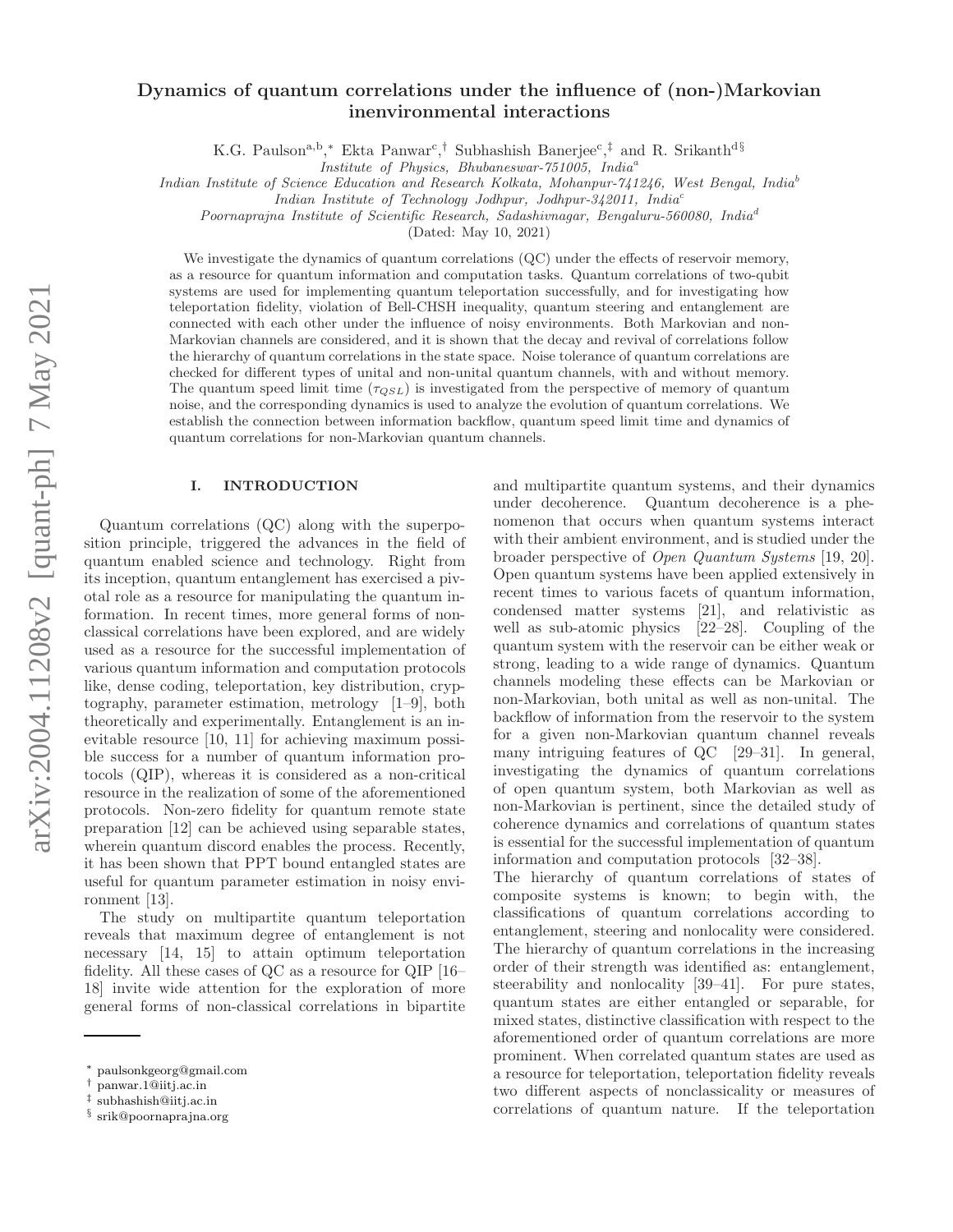# Dynamics of quantum correlations under the influence of (non-)Markovian inenvironmental interactions

K.G. Paulson[a,b,*] Ekta Panwar[c,†] Subhashish Banerjee[c,‡] and R. Srikanth[d§]

*Institute of Physics, Bhubaneswar-751005, India*[a]

*Indian Institute of Science Education and Research Kolkata, Mohanpur-741246, West Bengal, India*[b]

*Indian Institute of Technology Jodhpur, Jodhpur-342011, India*[c]

*Poornaprajna Institute of Scientific Research, Sadashivnagar, Bengaluru-560080, India*[d]

(Dated: May 10, 2021)

We investigate the dynamics of quantum correlations (QC) under the effects of reservoir memory, as a resource for quantum information and computation tasks. Quantum correlations of two-qubit systems are used for implementing quantum teleportation successfully, and for investigating how teleportation fidelity, violation of Bell-CHSH inequality, quantum steering and entanglement are connected with each other under the influence of noisy environments. Both Markovian and non-Markovian channels are considered, and it is shown that the decay and revival of correlations follow the hierarchy of quantum correlations in the state space. Noise tolerance of quantum correlations are checked for different types of unital and non-unital quantum channels, with and without memory. The quantum speed limit time ($\tau_{QSL}$) is investigated from the perspective of memory of quantum noise, and the corresponding dynamics is used to analyze the evolution of quantum correlations. We establish the connection between information backflow, quantum speed limit time and dynamics of quantum correlations for non-Markovian quantum channels.

## I. INTRODUCTION

Quantum correlations (QC) along with the superposition principle, triggered the advances in the field of quantum enabled science and technology. Right from its inception, quantum entanglement has exercised a pivotal role as a resource for manipulating the quantum information. In recent times, more general forms of nonclassical correlations have been explored, and are widely used as a resource for the successful implementation of various quantum information and computation protocols like, dense coding, teleportation, key distribution, cryptography, parameter estimation, metrology [1–9], both theoretically and experimentally. Entanglement is an inevitable resource [10, 11] for achieving maximum possible success for a number of quantum information protocols (QIP), whereas it is considered as a non-critical resource in the realization of some of the aforementioned protocols. Non-zero fidelity for quantum remote state preparation [12] can be achieved using separable states, wherein quantum discord enables the process. Recently, it has been shown that PPT bound entangled states are useful for quantum parameter estimation in noisy environment [13].

The study on multipartite quantum teleportation reveals that maximum degree of entanglement is not necessary [14, 15] to attain optimum teleportation fidelity. All these cases of QC as a resource for QIP [16–18] invite wide attention for the exploration of more general forms of non-classical correlations in bipartite and multipartite quantum systems, and their dynamics under decoherence. Quantum decoherence is a phenomenon that occurs when quantum systems interact with their ambient environment, and is studied under the broader perspective of *Open Quantum Systems* [19, 20]. Open quantum systems have been applied extensively in recent times to various facets of quantum information, condensed matter systems [21], and relativistic as well as sub-atomic physics [22–28]. Coupling of the quantum system with the reservoir can be either weak or strong, leading to a wide range of dynamics. Quantum channels modeling these effects can be Markovian or non-Markovian, both unital as well as non-unital. The backflow of information from the reservoir to the system for a given non-Markovian quantum channel reveals many intriguing features of QC [29–31]. In general, investigating the dynamics of quantum correlations of open quantum system, both Markovian as well as non-Markovian is pertinent, since the detailed study of coherence dynamics and correlations of quantum states is essential for the successful implementation of quantum information and computation protocols [32–38].

The hierarchy of quantum correlations of states of composite systems is known; to begin with, the classifications of quantum correlations according to entanglement, steering and nonlocality were considered. The hierarchy of quantum correlations in the increasing order of their strength was identified as: entanglement, steerability and nonlocality [39–41]. For pure states, quantum states are either entangled or separable, for mixed states, distinctive classification with respect to the aforementioned order of quantum correlations are more prominent. When correlated quantum states are used as a resource for teleportation, teleportation fidelity reveals two different aspects of nonclassicality or measures of correlations of quantum nature. If the teleportation

---

* paulsonkgeorg@gmail.com
† panwar.1@iitj.ac.in
‡ subhashish@iitj.ac.in
§ srik@poornaprajna.org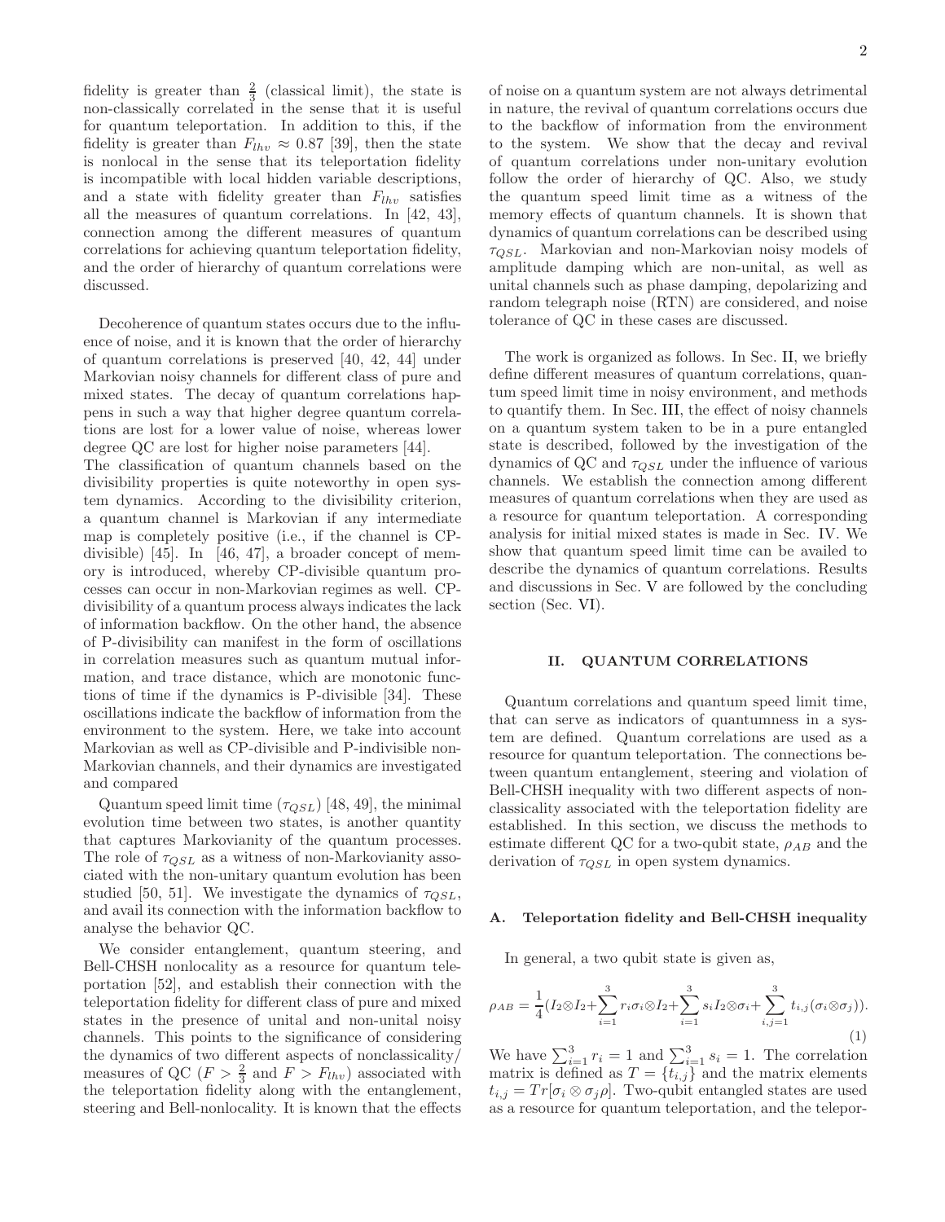fidelity is greater than $\frac{2}{3}$ (classical limit), the state is non-classically correlated in the sense that it is useful for quantum teleportation. In addition to this, if the fidelity is greater than $F_{lhv} \approx 0.87$ [39], then the state is nonlocal in the sense that its teleportation fidelity is incompatible with local hidden variable descriptions, and a state with fidelity greater than $F_{lhv}$ satisfies all the measures of quantum correlations. In [42, 43], connection among the different measures of quantum correlations for achieving quantum teleportation fidelity, and the order of hierarchy of quantum correlations were discussed.

Decoherence of quantum states occurs due to the influence of noise, and it is known that the order of hierarchy of quantum correlations is preserved [40, 42, 44] under Markovian noisy channels for different class of pure and mixed states. The decay of quantum correlations happens in such a way that higher degree quantum correlations are lost for a lower value of noise, whereas lower degree QC are lost for higher noise parameters [44].
The classification of quantum channels based on the divisibility properties is quite noteworthy in open system dynamics. According to the divisibility criterion, a quantum channel is Markovian if any intermediate map is completely positive (i.e., if the channel is CP-divisible) [45]. In [46, 47], a broader concept of memory is introduced, whereby CP-divisible quantum processes can occur in non-Markovian regimes as well. CP-divisibility of a quantum process always indicates the lack of information backflow. On the other hand, the absence of P-divisibility can manifest in the form of oscillations in correlation measures such as quantum mutual information, and trace distance, which are monotonic functions of time if the dynamics is P-divisible [34]. These oscillations indicate the backflow of information from the environment to the system. Here, we take into account Markovian as well as CP-divisible and P-indivisible non-Markovian channels, and their dynamics are investigated and compared

Quantum speed limit time ($\tau_{QSL}$) [48, 49], the minimal evolution time between two states, is another quantity that captures Markovianity of the quantum processes. The role of $\tau_{QSL}$ as a witness of non-Markovianity associated with the non-unitary quantum evolution has been studied [50, 51]. We investigate the dynamics of $\tau_{QSL}$, and avail its connection with the information backflow to analyse the behavior QC.

We consider entanglement, quantum steering, and Bell-CHSH nonlocality as a resource for quantum teleportation [52], and establish their connection with the teleportation fidelity for different class of pure and mixed states in the presence of unital and non-unital noisy channels. This points to the significance of considering the dynamics of two different aspects of nonclassicality/ measures of QC ($F > \frac{2}{3}$ and $F > F_{lhv}$) associated with the teleportation fidelity along with the entanglement, steering and Bell-nonlocality. It is known that the effects of noise on a quantum system are not always detrimental in nature, the revival of quantum correlations occurs due to the backflow of information from the environment to the system. We show that the decay and revival of quantum correlations under non-unitary evolution follow the order of hierarchy of QC. Also, we study the quantum speed limit time as a witness of the memory effects of quantum channels. It is shown that dynamics of quantum correlations can be described using $\tau_{QSL}$. Markovian and non-Markovian noisy models of amplitude damping which are non-unital, as well as unital channels such as phase damping, depolarizing and random telegraph noise (RTN) are considered, and noise tolerance of QC in these cases are discussed.

The work is organized as follows. In Sec. II, we briefly define different measures of quantum correlations, quantum speed limit time in noisy environment, and methods to quantify them. In Sec. III, the effect of noisy channels on a quantum system taken to be in a pure entangled state is described, followed by the investigation of the dynamics of QC and $\tau_{QSL}$ under the influence of various channels. We establish the connection among different measures of quantum correlations when they are used as a resource for quantum teleportation. A corresponding analysis for initial mixed states is made in Sec. IV. We show that quantum speed limit time can be availed to describe the dynamics of quantum correlations. Results and discussions in Sec. V are followed by the concluding section (Sec. VI).

## II. QUANTUM CORRELATIONS

Quantum correlations and quantum speed limit time, that can serve as indicators of quantumness in a system are defined. Quantum correlations are used as a resource for quantum teleportation. The connections between quantum entanglement, steering and violation of Bell-CHSH inequality with two different aspects of nonclassicality associated with the teleportation fidelity are established. In this section, we discuss the methods to estimate different QC for a two-qubit state, $\rho_{AB}$ and the derivation of $\tau_{QSL}$ in open system dynamics.

### A. Teleportation fidelity and Bell-CHSH inequality

In general, a two qubit state is given as,

$$\rho_{AB} = \frac{1}{4}(I_2 \otimes I_2 + \sum_{i=1}^{3} r_i \sigma_i \otimes I_2 + \sum_{i=1}^{3} s_i I_2 \otimes \sigma_i + \sum_{i,j=1}^{3} t_{i,j}(\sigma_i \otimes \sigma_j)). \tag{1}$$

We have $\sum_{i=1}^{3} r_i = 1$ and $\sum_{i=1}^{3} s_i = 1$. The correlation matrix is defined as $T = \{t_{i,j}\}$ and the matrix elements $t_{i,j} = Tr[\sigma_i \otimes \sigma_j \rho]$. Two-qubit entangled states are used as a resource for quantum teleportation, and the telepor-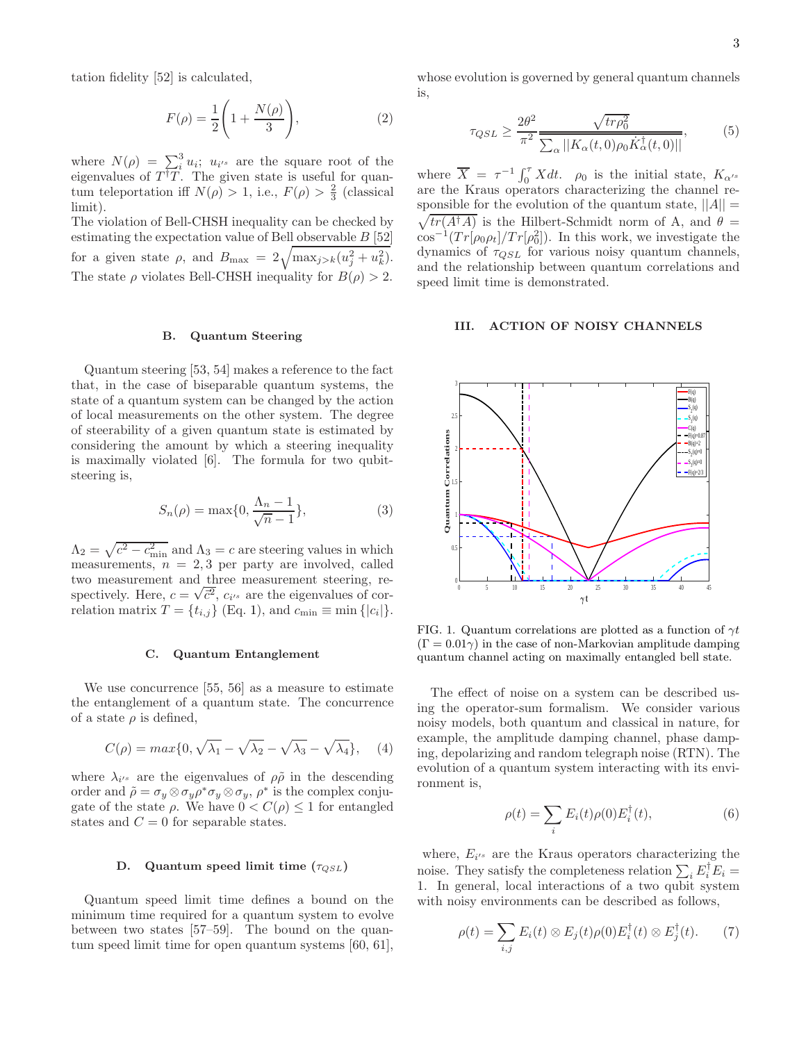tation fidelity [52] is calculated,

$$F(\rho) = \frac{1}{2}\left(1 + \frac{N(\rho)}{3}\right), \tag{2}$$

where $N(\rho) = \sum_i^3 u_i$; $u_{i's}$ are the square root of the eigenvalues of $T^\dagger T$. The given state is useful for quantum teleportation iff $N(\rho) > 1$, i.e., $F(\rho) > \frac{2}{3}$ (classical limit).

The violation of Bell-CHSH inequality can be checked by estimating the expectation value of Bell observable $B$ [52] for a given state $\rho$, and $B_{\max} = 2\sqrt{\max_{j>k}(u_j^2 + u_k^2)}$. The state $\rho$ violates Bell-CHSH inequality for $B(\rho) > 2$.

### B. Quantum Steering

Quantum steering [53, 54] makes a reference to the fact that, in the case of biseparable quantum systems, the state of a quantum system can be changed by the action of local measurements on the other system. The degree of steerability of a given quantum state is estimated by considering the amount by which a steering inequality is maximally violated [6]. The formula for two qubit-steering is,

$$S_n(\rho) = \max\{0, \frac{\Lambda_n - 1}{\sqrt{n} - 1}\}, \tag{3}$$

$\Lambda_2 = \sqrt{c^2 - c_{\min}^2}$ and $\Lambda_3 = c$ are steering values in which measurements, $n = 2, 3$ per party are involved, called two measurement and three measurement steering, respectively. Here, $c = \sqrt{c^2}$, $c_{i's}$ are the eigenvalues of correlation matrix $T = \{t_{i,j}\}$ (Eq. 1), and $c_{\min} \equiv \min\{|c_i|\}$.

### C. Quantum Entanglement

We use concurrence [55, 56] as a measure to estimate the entanglement of a quantum state. The concurrence of a state $\rho$ is defined,

$$C(\rho) = max\{0, \sqrt{\lambda_1} - \sqrt{\lambda_2} - \sqrt{\lambda_3} - \sqrt{\lambda_4}\}, \tag{4}$$

where $\lambda_{i's}$ are the eigenvalues of $\rho\tilde{\rho}$ in the descending order and $\tilde{\rho} = \sigma_y \otimes \sigma_y \rho^* \sigma_y \otimes \sigma_y$, $\rho^*$ is the complex conjugate of the state $\rho$. We have $0 < C(\rho) \leq 1$ for entangled states and $C = 0$ for separable states.

### D. Quantum speed limit time ($\tau_{QSL}$)

Quantum speed limit time defines a bound on the minimum time required for a quantum system to evolve between two states [57–59]. The bound on the quantum speed limit time for open quantum systems [60, 61], whose evolution is governed by general quantum channels is,

$$\tau_{QSL} \geq \frac{2\theta^2}{\pi^2} \frac{\sqrt{tr\rho_0^2}}{\overline{\sum_\alpha ||K_\alpha(t,0)\rho_0 \dot{K}_\alpha^\dagger(t,0)||}}, \tag{5}$$

where $\overline{X} = \tau^{-1}\int_0^\tau X dt$. $\rho_0$ is the initial state, $K_{\alpha's}$ are the Kraus operators characterizing the channel responsible for the evolution of the quantum state, $||A|| = \sqrt{tr(A^\dagger A)}$ is the Hilbert-Schmidt norm of A, and $\theta = \cos^{-1}(Tr[\rho_0\rho_t]/Tr[\rho_0^2])$. In this work, we investigate the dynamics of $\tau_{QSL}$ for various noisy quantum channels, and the relationship between quantum correlations and speed limit time is demonstrated.

## III. ACTION OF NOISY CHANNELS

FIG. 1. Quantum correlations are plotted as a function of $\gamma t$ ($\Gamma = 0.01\gamma$) in the case of non-Markovian amplitude damping quantum channel acting on maximally entangled bell state.

The effect of noise on a system can be described using the operator-sum formalism. We consider various noisy models, both quantum and classical in nature, for example, the amplitude damping channel, phase damping, depolarizing and random telegraph noise (RTN). The evolution of a quantum system interacting with its environment is,

$$\rho(t) = \sum_i E_i(t)\rho(0)E_i^\dagger(t), \tag{6}$$

where, $E_{i's}$ are the Kraus operators characterizing the noise. They satisfy the completeness relation $\sum_i E_i^\dagger E_i = 1$. In general, local interactions of a two qubit system with noisy environments can be described as follows,

$$\rho(t) = \sum_{i,j} E_i(t) \otimes E_j(t)\rho(0)E_i^\dagger(t) \otimes E_j^\dagger(t). \tag{7}$$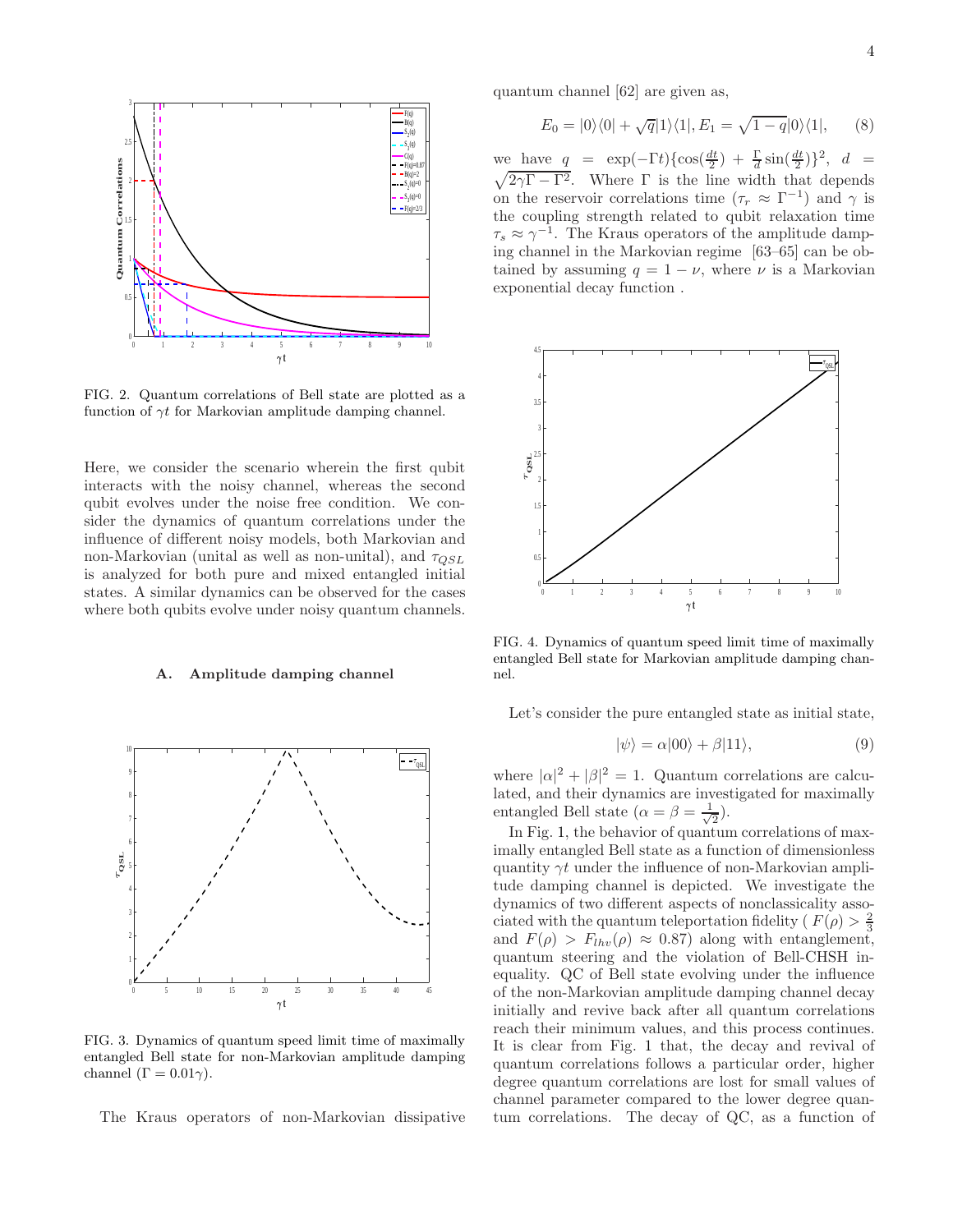FIG. 2. Quantum correlations of Bell state are plotted as a function of $\gamma t$ for Markovian amplitude damping channel.

Here, we consider the scenario wherein the first qubit interacts with the noisy channel, whereas the second qubit evolves under the noise free condition. We consider the dynamics of quantum correlations under the influence of different noisy models, both Markovian and non-Markovian (unital as well as non-unital), and $\tau_{QSL}$ is analyzed for both pure and mixed entangled initial states. A similar dynamics can be observed for the cases where both qubits evolve under noisy quantum channels.

### A. Amplitude damping channel

FIG. 3. Dynamics of quantum speed limit time of maximally entangled Bell state for non-Markovian amplitude damping channel ($\Gamma = 0.01\gamma$).

The Kraus operators of non-Markovian dissipative quantum channel [62] are given as,

$$E_0 = |0\rangle\langle 0| + \sqrt{q}|1\rangle\langle 1|, E_1 = \sqrt{1-q}|0\rangle\langle 1|, \tag{8}$$

we have $q = \exp(-\Gamma t)\{\cos(\frac{dt}{2}) + \frac{\Gamma}{d}\sin(\frac{dt}{2})\}^2$, $d = \sqrt{2\gamma\Gamma - \Gamma^2}$. Where $\Gamma$ is the line width that depends on the reservoir correlations time ($\tau_r \approx \Gamma^{-1}$) and $\gamma$ is the coupling strength related to qubit relaxation time $\tau_s \approx \gamma^{-1}$. The Kraus operators of the amplitude damping channel in the Markovian regime [63–65] can be obtained by assuming $q = 1 - \nu$, where $\nu$ is a Markovian exponential decay function .

FIG. 4. Dynamics of quantum speed limit time of maximally entangled Bell state for Markovian amplitude damping channel.

Let's consider the pure entangled state as initial state,

$$|\psi\rangle = \alpha|00\rangle + \beta|11\rangle, \tag{9}$$

where $|\alpha|^2 + |\beta|^2 = 1$. Quantum correlations are calculated, and their dynamics are investigated for maximally entangled Bell state ($\alpha = \beta = \frac{1}{\sqrt{2}}$).

In Fig. 1, the behavior of quantum correlations of maximally entangled Bell state as a function of dimensionless quantity $\gamma t$ under the influence of non-Markovian amplitude damping channel is depicted. We investigate the dynamics of two different aspects of nonclassicality associated with the quantum teleportation fidelity ( $F(\rho) > \frac{2}{3}$ and $F(\rho) > F_{lhv}(\rho) \approx 0.87$) along with entanglement, quantum steering and the violation of Bell-CHSH inequality. QC of Bell state evolving under the influence of the non-Markovian amplitude damping channel decay initially and revive back after all quantum correlations reach their minimum values, and this process continues. It is clear from Fig. 1 that, the decay and revival of quantum correlations follows a particular order, higher degree quantum correlations are lost for small values of channel parameter compared to the lower degree quantum correlations. The decay of QC, as a function of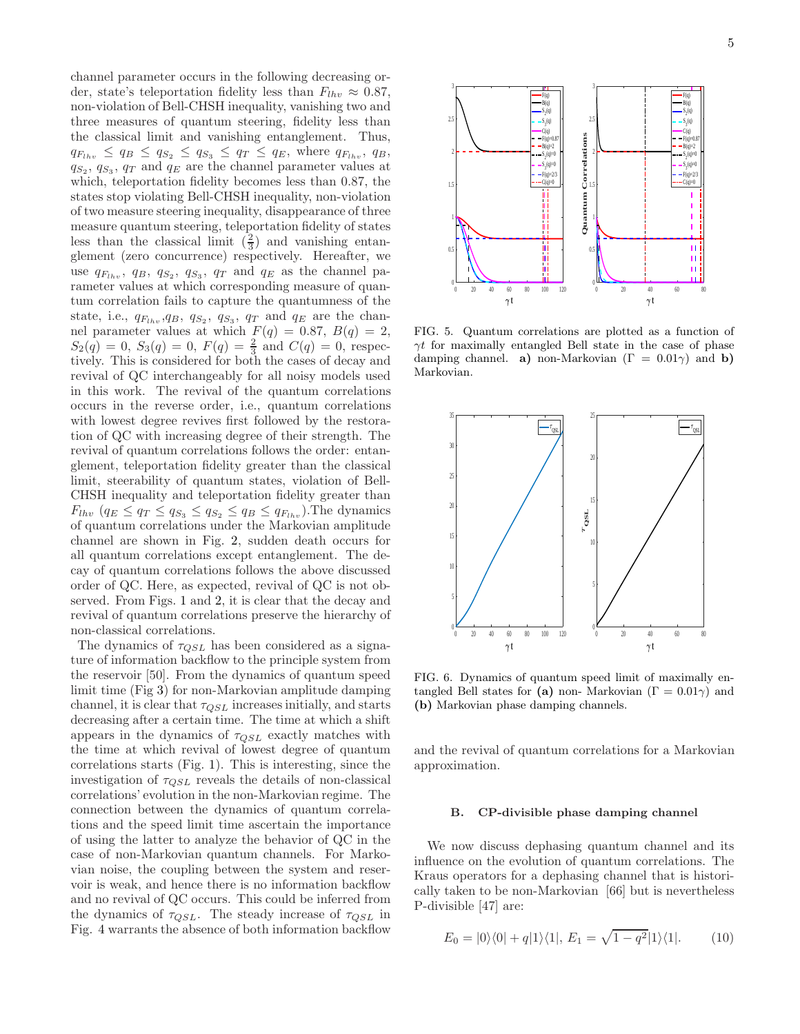channel parameter occurs in the following decreasing order, state's teleportation fidelity less than $F_{lhv} \approx 0.87$, non-violation of Bell-CHSH inequality, vanishing two and three measures of quantum steering, fidelity less than the classical limit and vanishing entanglement. Thus, $q_{F_{lhv}} \le q_B \le q_{S_2} \le q_{S_3} \le q_T \le q_E$, where $q_{F_{lhv}}$, $q_B$, $q_{S_2}$, $q_{S_3}$, $q_T$ and $q_E$ are the channel parameter values at which, teleportation fidelity becomes less than 0.87, the states stop violating Bell-CHSH inequality, non-violation of two measure steering inequality, disappearance of three measure quantum steering, teleportation fidelity of states less than the classical limit $(\frac{2}{3})$ and vanishing entanglement (zero concurrence) respectively. Hereafter, we use $q_{F_{lhv}}$, $q_B$, $q_{S_2}$, $q_{S_3}$, $q_T$ and $q_E$ as the channel parameter values at which corresponding measure of quantum correlation fails to capture the quantumness of the state, i.e., $q_{F_{lhv}}$,$q_B$, $q_{S_2}$, $q_{S_3}$, $q_T$ and $q_E$ are the channel parameter values at which $F(q) = 0.87$, $B(q) = 2$, $S_2(q) = 0$, $S_3(q) = 0$, $F(q) = \frac{2}{3}$ and $C(q) = 0$, respectively. This is considered for both the cases of decay and revival of QC interchangeably for all noisy models used in this work. The revival of the quantum correlations occurs in the reverse order, i.e., quantum correlations with lowest degree revives first followed by the restoration of QC with increasing degree of their strength. The revival of quantum correlations follows the order: entanglement, teleportation fidelity greater than the classical limit, steerability of quantum states, violation of Bell-CHSH inequality and teleportation fidelity greater than $F_{lhv}$ ($q_E \le q_T \le q_{S_3} \le q_{S_2} \le q_B \le q_{F_{lhv}}$).The dynamics of quantum correlations under the Markovian amplitude channel are shown in Fig. 2, sudden death occurs for all quantum correlations except entanglement. The decay of quantum correlations follows the above discussed order of QC. Here, as expected, revival of QC is not observed. From Figs. 1 and 2, it is clear that the decay and revival of quantum correlations preserve the hierarchy of non-classical correlations.

The dynamics of $\tau_{QSL}$ has been considered as a signature of information backflow to the principle system from the reservoir [50]. From the dynamics of quantum speed limit time (Fig 3) for non-Markovian amplitude damping channel, it is clear that $\tau_{QSL}$ increases initially, and starts decreasing after a certain time. The time at which a shift appears in the dynamics of $\tau_{QSL}$ exactly matches with the time at which revival of lowest degree of quantum correlations starts (Fig. 1). This is interesting, since the investigation of $\tau_{QSL}$ reveals the details of non-classical correlations' evolution in the non-Markovian regime. The connection between the dynamics of quantum correlations and the speed limit time ascertain the importance of using the latter to analyze the behavior of QC in the case of non-Markovian quantum channels. For Markovian noise, the coupling between the system and reservoir is weak, and hence there is no information backflow and no revival of QC occurs. This could be inferred from the dynamics of $\tau_{QSL}$. The steady increase of $\tau_{QSL}$ in Fig. 4 warrants the absence of both information backflow and the revival of quantum correlations for a Markovian approximation.

FIG. 5. Quantum correlations are plotted as a function of $\gamma t$ for maximally entangled Bell state in the case of phase damping channel. **a)** non-Markovian ($\Gamma = 0.01\gamma$) and **b)** Markovian.

FIG. 6. Dynamics of quantum speed limit of maximally entangled Bell states for **(a)** non- Markovian ($\Gamma = 0.01\gamma$) and **(b)** Markovian phase damping channels.

### B. CP-divisible phase damping channel

We now discuss dephasing quantum channel and its influence on the evolution of quantum correlations. The Kraus operators for a dephasing channel that is historically taken to be non-Markovian [66] but is nevertheless P-divisible [47] are:

$$E_0 = |0\rangle\langle 0| + q|1\rangle\langle 1|, \; E_1 = \sqrt{1-q^2}|1\rangle\langle 1|. \tag{10}$$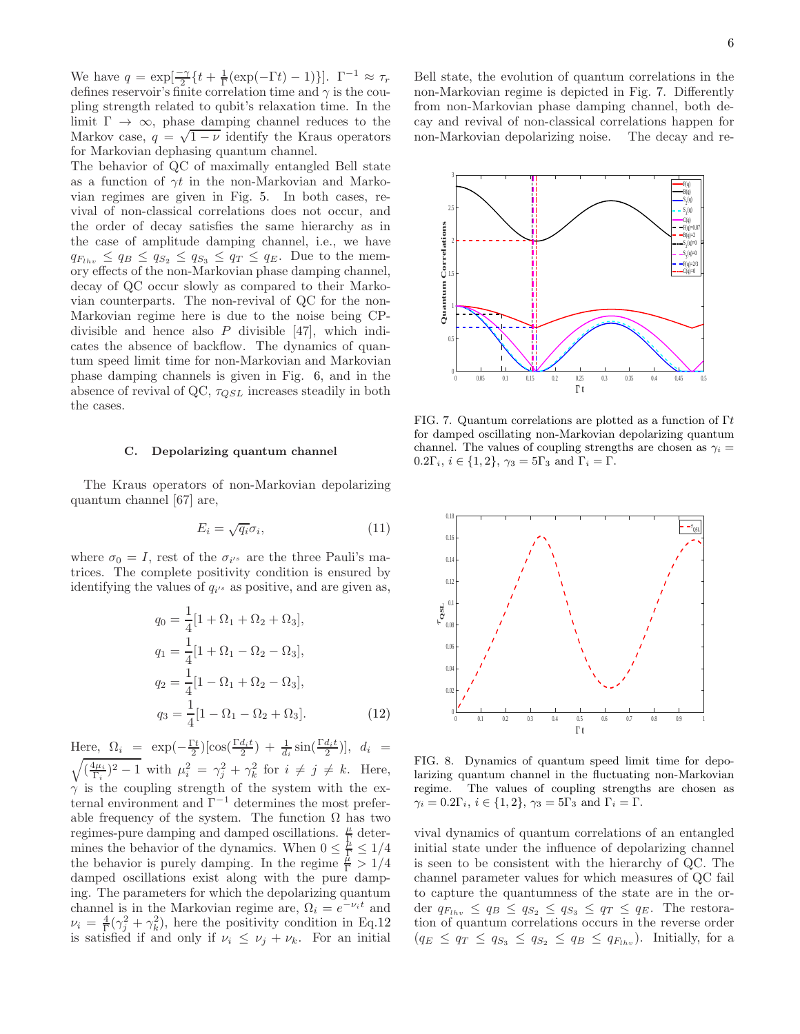We have $q = \exp[\frac{-\gamma}{2}\{t + \frac{1}{\Gamma}(\exp(-\Gamma t) - 1)\}]$. $\Gamma^{-1} \approx \tau_r$ defines reservoir's finite correlation time and $\gamma$ is the coupling strength related to qubit's relaxation time. In the limit $\Gamma \rightarrow \infty$, phase damping channel reduces to the Markov case, $q = \sqrt{1-\nu}$ identify the Kraus operators for Markovian dephasing quantum channel.

The behavior of QC of maximally entangled Bell state as a function of $\gamma t$ in the non-Markovian and Markovian regimes are given in Fig. 5. In both cases, revival of non-classical correlations does not occur, and the order of decay satisfies the same hierarchy as in the case of amplitude damping channel, i.e., we have $q_{F_{lhv}} \leq q_B \leq q_{S_2} \leq q_{S_3} \leq q_T \leq q_E$. Due to the memory effects of the non-Markovian phase damping channel, decay of QC occur slowly as compared to their Markovian counterparts. The non-revival of QC for the non-Markovian regime here is due to the noise being CP-divisible and hence also $P$ divisible [47], which indicates the absence of backflow. The dynamics of quantum speed limit time for non-Markovian and Markovian phase damping channels is given in Fig. 6, and in the absence of revival of QC, $\tau_{QSL}$ increases steadily in both the cases.

### C. Depolarizing quantum channel

The Kraus operators of non-Markovian depolarizing quantum channel [67] are,

$$E_i = \sqrt{q_i}\sigma_i, \tag{11}$$

where $\sigma_0 = I$, rest of the $\sigma_{i's}$ are the three Pauli's matrices. The complete positivity condition is ensured by identifying the values of $q_{i's}$ as positive, and are given as,

$$\begin{aligned}
q_0 &= \frac{1}{4}[1 + \Omega_1 + \Omega_2 + \Omega_3],\\
q_1 &= \frac{1}{4}[1 + \Omega_1 - \Omega_2 - \Omega_3],\\
q_2 &= \frac{1}{4}[1 - \Omega_1 + \Omega_2 - \Omega_3],\\
q_3 &= \frac{1}{4}[1 - \Omega_1 - \Omega_2 + \Omega_3].
\end{aligned} \tag{12}$$

Here, $\Omega_i = \exp(-\frac{\Gamma t}{2})[\cos(\frac{\Gamma d_i t}{2}) + \frac{1}{d_i}\sin(\frac{\Gamma d_i t}{2})]$, $d_i = \sqrt{(\frac{4\mu_i}{\Gamma_i})^2 - 1}$ with $\mu_i^2 = \gamma_j^2 + \gamma_k^2$ for $i \neq j \neq k$. Here, $\gamma$ is the coupling strength of the system with the external environment and $\Gamma^{-1}$ determines the most preferable frequency of the system. The function $\Omega$ has two regimes-pure damping and damped oscillations. $\frac{\mu}{\Gamma}$ determines the behavior of the dynamics. When $0 \leq \frac{\mu}{\Gamma} \leq 1/4$ the behavior is purely damping. In the regime $\frac{\mu}{\Gamma} > 1/4$ damped oscillations exist along with the pure damping. The parameters for which the depolarizing quantum channel is in the Markovian regime are, $\Omega_i = e^{-\nu_i t}$ and $\nu_i = \frac{4}{\Gamma}(\gamma_j^2 + \gamma_k^2)$, here the positivity condition in Eq.12 is satisfied if and only if $\nu_i \leq \nu_j + \nu_k$. For an initial Bell state, the evolution of quantum correlations in the non-Markovian regime is depicted in Fig. 7. Differently from non-Markovian phase damping channel, both decay and revival of non-classical correlations happen for non-Markovian depolarizing noise. The decay and revival dynamics of quantum correlations of an entangled initial state under the influence of depolarizing channel is seen to be consistent with the hierarchy of QC. The channel parameter values for which measures of QC fail to capture the quantumness of the state are in the order $q_{F_{lhv}} \leq q_B \leq q_{S_2} \leq q_{S_3} \leq q_T \leq q_E$. The restoration of quantum correlations occurs in the reverse order ($q_E \leq q_T \leq q_{S_3} \leq q_{S_2} \leq q_B \leq q_{F_{lhv}}$). Initially, for a

FIG. 7. Quantum correlations are plotted as a function of $\Gamma t$ for damped oscillating non-Markovian depolarizing quantum channel. The values of coupling strengths are chosen as $\gamma_i = 0.2\Gamma_i$, $i \in \{1, 2\}$, $\gamma_3 = 5\Gamma_3$ and $\Gamma_i = \Gamma$.

FIG. 8. Dynamics of quantum speed limit time for depolarizing quantum channel in the fluctuating non-Markovian regime. The values of coupling strengths are chosen as $\gamma_i = 0.2\Gamma_i$, $i \in \{1, 2\}$, $\gamma_3 = 5\Gamma_3$ and $\Gamma_i = \Gamma$.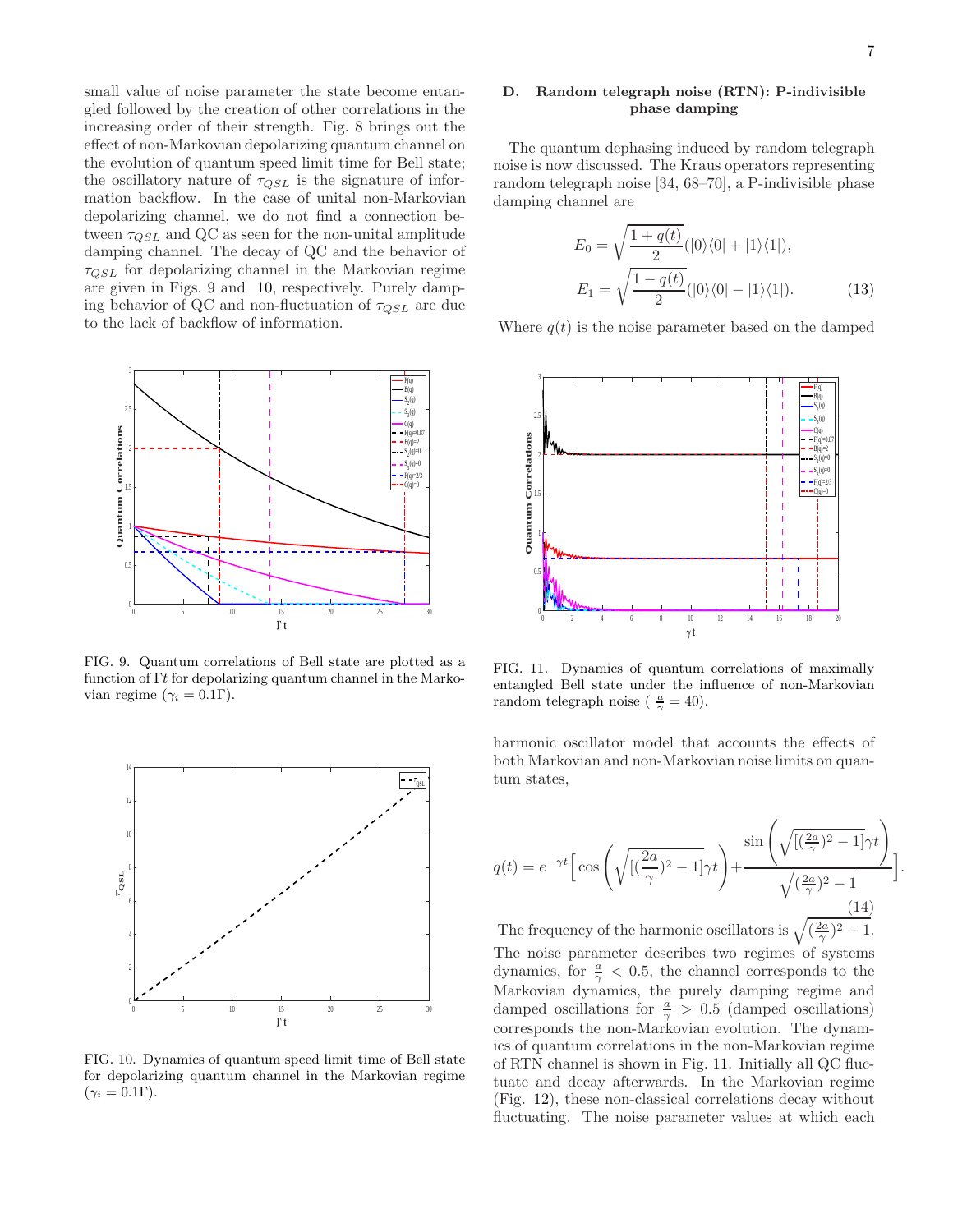small value of noise parameter the state become entangled followed by the creation of other correlations in the increasing order of their strength. Fig. 8 brings out the effect of non-Markovian depolarizing quantum channel on the evolution of quantum speed limit time for Bell state; the oscillatory nature of $\tau_{QSL}$ is the signature of information backflow. In the case of unital non-Markovian depolarizing channel, we do not find a connection between $\tau_{QSL}$ and QC as seen for the non-unital amplitude damping channel. The decay of QC and the behavior of $\tau_{QSL}$ for depolarizing channel in the Markovian regime are given in Figs. 9 and 10, respectively. Purely damping behavior of QC and non-fluctuation of $\tau_{QSL}$ are due to the lack of backflow of information.

FIG. 9. Quantum correlations of Bell state are plotted as a function of $\Gamma t$ for depolarizing quantum channel in the Markovian regime ($\gamma_i = 0.1\Gamma$).

FIG. 10. Dynamics of quantum speed limit time of Bell state for depolarizing quantum channel in the Markovian regime ($\gamma_i = 0.1\Gamma$).

### D. Random telegraph noise (RTN): P-indivisible phase damping

The quantum dephasing induced by random telegraph noise is now discussed. The Kraus operators representing random telegraph noise [34, 68–70], a P-indivisible phase damping channel are

$$
\begin{aligned}
E_0 &= \sqrt{\frac{1+q(t)}{2}}(|0\rangle\langle 0| + |1\rangle\langle 1|), \\
E_1 &= \sqrt{\frac{1-q(t)}{2}}(|0\rangle\langle 0| - |1\rangle\langle 1|).
\end{aligned}
\tag{13}
$$

Where $q(t)$ is the noise parameter based on the damped harmonic oscillator model that accounts the effects of both Markovian and non-Markovian noise limits on quantum states,

$$
q(t) = e^{-\gamma t}\Big[\cos\left(\sqrt{[(\frac{2a}{\gamma})^2 - 1]}\gamma t\right) + \frac{\sin\left(\sqrt{[(\frac{2a}{\gamma})^2 - 1]}\gamma t\right)}{\sqrt{(\frac{2a}{\gamma})^2 - 1}}\Big].
\tag{14}
$$

The frequency of the harmonic oscillators is $\sqrt{(\frac{2a}{\gamma})^2 - 1}$. The noise parameter describes two regimes of systems dynamics, for $\frac{a}{\gamma} < 0.5$, the channel corresponds to the Markovian dynamics, the purely damping regime and damped oscillations for $\frac{a}{\gamma} > 0.5$ (damped oscillations) corresponds the non-Markovian evolution. The dynamics of quantum correlations in the non-Markovian regime of RTN channel is shown in Fig. 11. Initially all QC fluctuate and decay afterwards. In the Markovian regime (Fig. 12), these non-classical correlations decay without fluctuating. The noise parameter values at which each

FIG. 11. Dynamics of quantum correlations of maximally entangled Bell state under the influence of non-Markovian random telegraph noise ( $\frac{a}{\gamma} = 40$).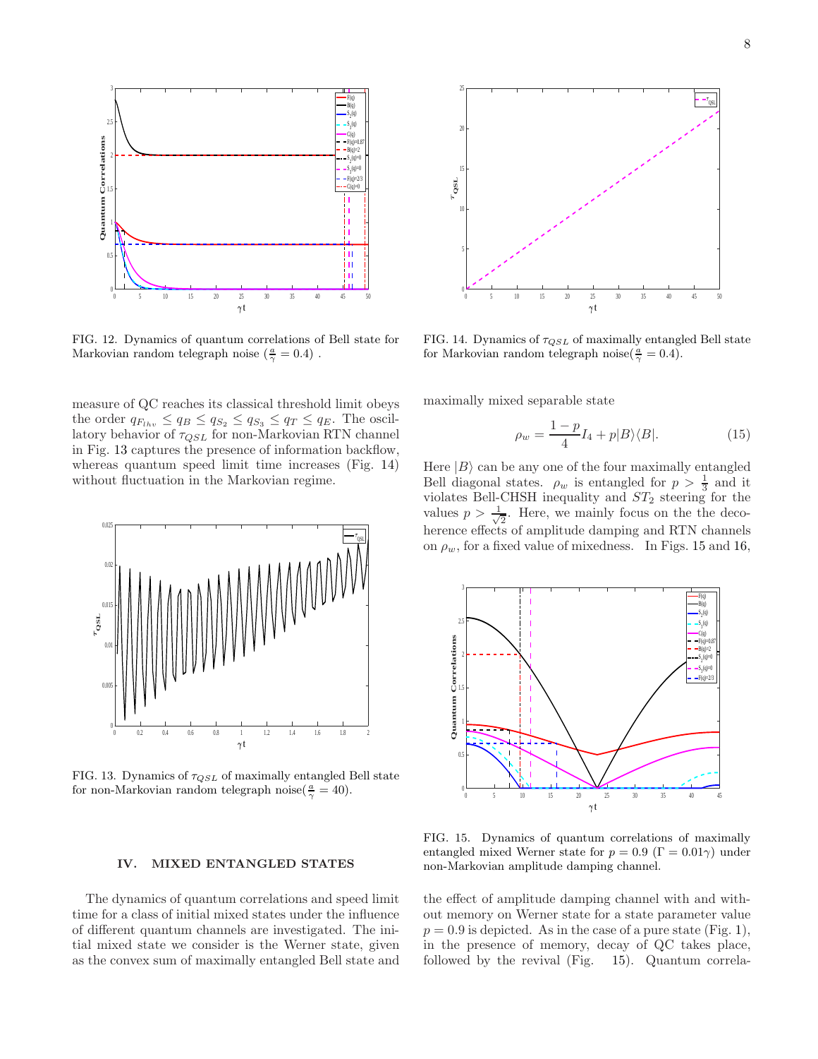FIG. 12. Dynamics of quantum correlations of Bell state for Markovian random telegraph noise ($\frac{a}{\gamma} = 0.4$) .

FIG. 14. Dynamics of $\tau_{QSL}$ of maximally entangled Bell state for Markovian random telegraph noise($\frac{a}{\gamma} = 0.4$).

measure of QC reaches its classical threshold limit obeys the order $q_{F_{lhv}} \leq q_B \leq q_{S_2} \leq q_{S_3} \leq q_T \leq q_E$. The oscillatory behavior of $\tau_{QSL}$ for non-Markovian RTN channel in Fig. 13 captures the presence of information backflow, whereas quantum speed limit time increases (Fig. 14) without fluctuation in the Markovian regime.

FIG. 13. Dynamics of $\tau_{QSL}$ of maximally entangled Bell state for non-Markovian random telegraph noise($\frac{a}{\gamma} = 40$).

## IV. MIXED ENTANGLED STATES

The dynamics of quantum correlations and speed limit time for a class of initial mixed states under the influence of different quantum channels are investigated. The initial mixed state we consider is the Werner state, given as the convex sum of maximally entangled Bell state and maximally mixed separable state

$$\rho_w = \frac{1-p}{4} I_4 + p|B\rangle\langle B|. \tag{15}$$

Here $|B\rangle$ can be any one of the four maximally entangled Bell diagonal states. $\rho_w$ is entangled for $p > \frac{1}{3}$ and it violates Bell-CHSH inequality and $ST_2$ steering for the values $p > \frac{1}{\sqrt{2}}$. Here, we mainly focus on the the decoherence effects of amplitude damping and RTN channels on $\rho_w$, for a fixed value of mixedness. In Figs. 15 and 16, the effect of amplitude damping channel with and without memory on Werner state for a state parameter value $p = 0.9$ is depicted. As in the case of a pure state (Fig. 1), in the presence of memory, decay of QC takes place, followed by the revival (Fig. 15). Quantum correla-

FIG. 15. Dynamics of quantum correlations of maximally entangled mixed Werner state for $p = 0.9$ ($\Gamma = 0.01\gamma$) under non-Markovian amplitude damping channel.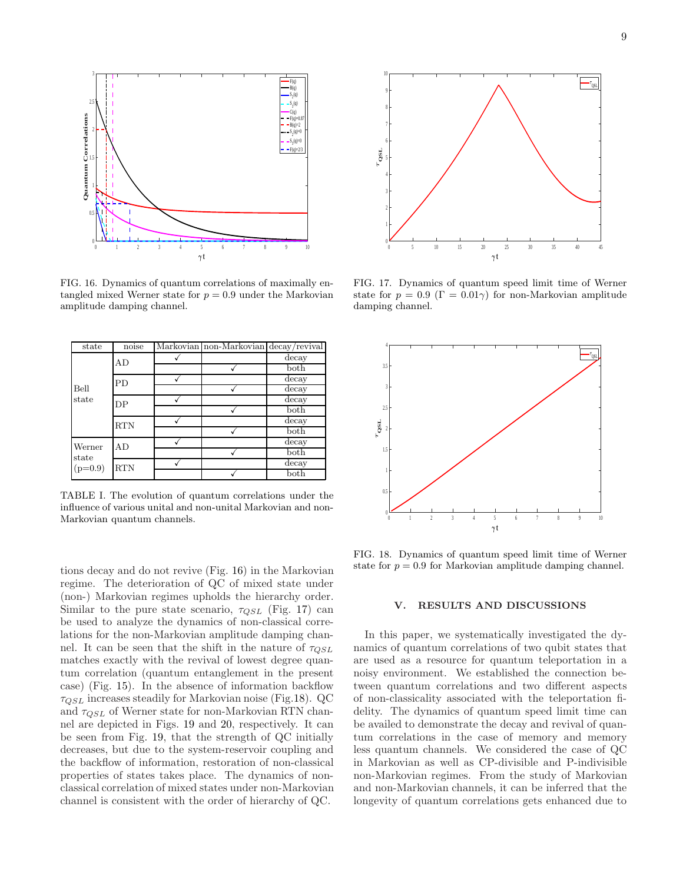FIG. 16. Dynamics of quantum correlations of maximally entangled mixed Werner state for $p = 0.9$ under the Markovian amplitude damping channel.

FIG. 17. Dynamics of quantum speed limit time of Werner state for $p = 0.9$ ($\Gamma = 0.01\gamma$) for non-Markovian amplitude damping channel.

| state | noise | Markovian | non-Markovian | decay/revival |
|---|---|---|---|---|
| Bell state | AD | ✓ | | decay |
| | | | ✓ | both |
| | PD | ✓ | | decay |
| | | | ✓ | decay |
| | DP | ✓ | | decay |
| | | | ✓ | both |
| | RTN | ✓ | | decay |
| | | | ✓ | both |
| Werner state (p=0.9) | AD | ✓ | | decay |
| | | | ✓ | both |
| | RTN | ✓ | | decay |
| | | | ✓ | both |

TABLE I. The evolution of quantum correlations under the influence of various unital and non-unital Markovian and non-Markovian quantum channels.

FIG. 18. Dynamics of quantum speed limit time of Werner state for $p = 0.9$ for Markovian amplitude damping channel.

tions decay and do not revive (Fig. 16) in the Markovian regime. The deterioration of QC of mixed state under (non-) Markovian regimes upholds the hierarchy order. Similar to the pure state scenario, $\tau_{QSL}$ (Fig. 17) can be used to analyze the dynamics of non-classical correlations for the non-Markovian amplitude damping channel. It can be seen that the shift in the nature of $\tau_{QSL}$ matches exactly with the revival of lowest degree quantum correlation (quantum entanglement in the present case) (Fig. 15). In the absence of information backflow $\tau_{QSL}$ increases steadily for Markovian noise (Fig.18). QC and $\tau_{QSL}$ of Werner state for non-Markovian RTN channel are depicted in Figs. 19 and 20, respectively. It can be seen from Fig. 19, that the strength of QC initially decreases, but due to the system-reservoir coupling and the backflow of information, restoration of non-classical properties of states takes place. The dynamics of non-classical correlation of mixed states under non-Markovian channel is consistent with the order of hierarchy of QC.

## V. RESULTS AND DISCUSSIONS

In this paper, we systematically investigated the dynamics of quantum correlations of two qubit states that are used as a resource for quantum teleportation in a noisy environment. We established the connection between quantum correlations and two different aspects of non-classicality associated with the teleportation fidelity. The dynamics of quantum speed limit time can be availed to demonstrate the decay and revival of quantum correlations in the case of memory and memory less quantum channels. We considered the case of QC in Markovian as well as CP-divisible and P-indivisible non-Markovian regimes. From the study of Markovian and non-Markovian channels, it can be inferred that the longevity of quantum correlations gets enhanced due to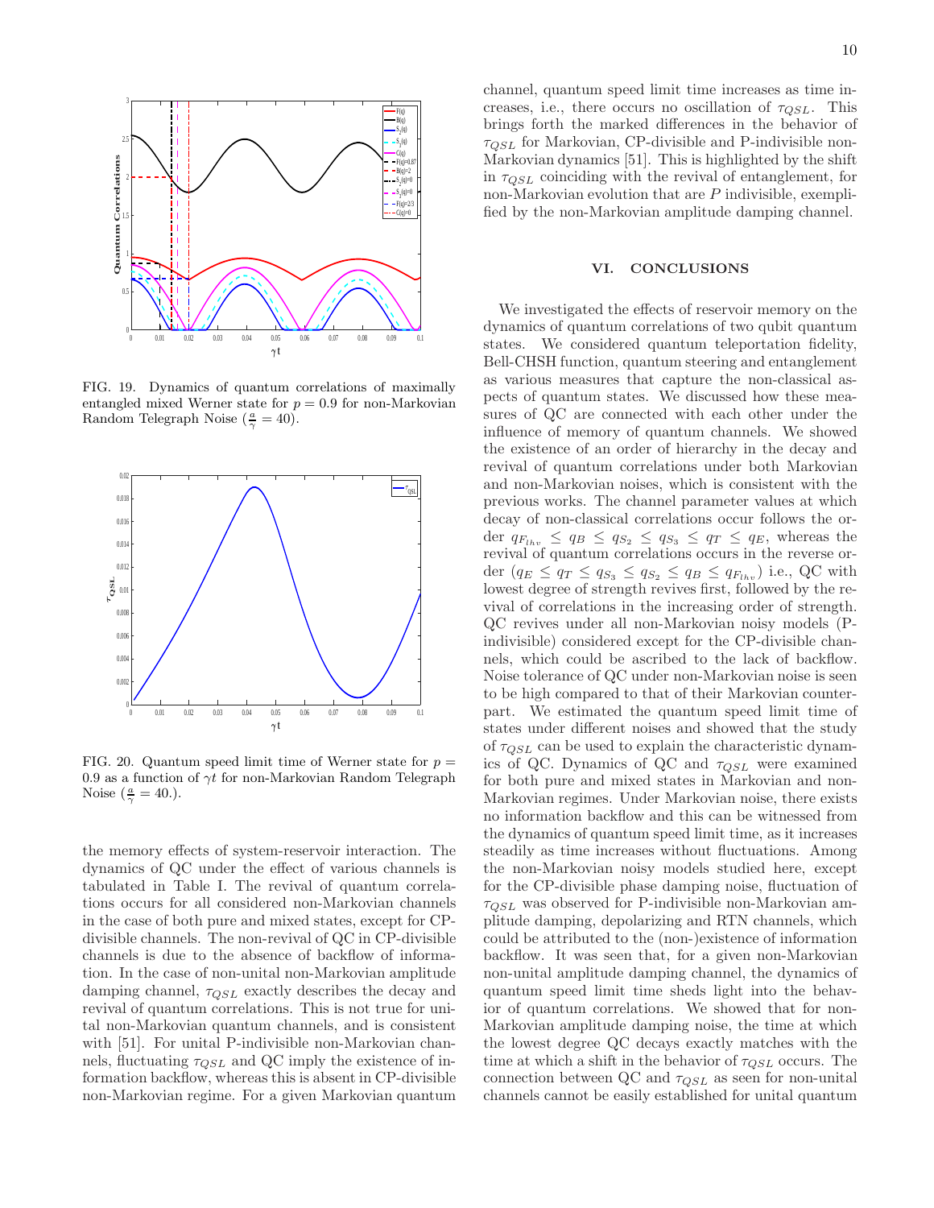FIG. 19. Dynamics of quantum correlations of maximally entangled mixed Werner state for $p = 0.9$ for non-Markovian Random Telegraph Noise ($\frac{a}{\gamma} = 40$).

FIG. 20. Quantum speed limit time of Werner state for $p = 0.9$ as a function of $\gamma t$ for non-Markovian Random Telegraph Noise ($\frac{a}{\gamma} = 40.$).

the memory effects of system-reservoir interaction. The dynamics of QC under the effect of various channels is tabulated in Table I. The revival of quantum correlations occurs for all considered non-Markovian channels in the case of both pure and mixed states, except for CP-divisible channels. The non-revival of QC in CP-divisible channels is due to the absence of backflow of information. In the case of non-unital non-Markovian amplitude damping channel, $\tau_{QSL}$ exactly describes the decay and revival of quantum correlations. This is not true for unital non-Markovian quantum channels, and is consistent with [51]. For unital P-indivisible non-Markovian channels, fluctuating $\tau_{QSL}$ and QC imply the existence of information backflow, whereas this is absent in CP-divisible non-Markovian regime. For a given Markovian quantum channel, quantum speed limit time increases as time increases, i.e., there occurs no oscillation of $\tau_{QSL}$. This brings forth the marked differences in the behavior of $\tau_{QSL}$ for Markovian, CP-divisible and P-indivisible non-Markovian dynamics [51]. This is highlighted by the shift in $\tau_{QSL}$ coinciding with the revival of entanglement, for non-Markovian evolution that are $P$ indivisible, exemplified by the non-Markovian amplitude damping channel.

## VI. CONCLUSIONS

We investigated the effects of reservoir memory on the dynamics of quantum correlations of two qubit quantum states. We considered quantum teleportation fidelity, Bell-CHSH function, quantum steering and entanglement as various measures that capture the non-classical aspects of quantum states. We discussed how these measures of QC are connected with each other under the influence of memory of quantum channels. We showed the existence of an order of hierarchy in the decay and revival of quantum correlations under both Markovian and non-Markovian noises, which is consistent with the previous works. The channel parameter values at which decay of non-classical correlations occur follows the order $q_{F_{lhv}} \leq q_B \leq q_{S_2} \leq q_{S_3} \leq q_T \leq q_E$, whereas the revival of quantum correlations occurs in the reverse order ($q_E \leq q_T \leq q_{S_3} \leq q_{S_2} \leq q_B \leq q_{F_{lhv}}$) i.e., QC with lowest degree of strength revives first, followed by the revival of correlations in the increasing order of strength. QC revives under all non-Markovian noisy models (P-indivisible) considered except for the CP-divisible channels, which could be ascribed to the lack of backflow. Noise tolerance of QC under non-Markovian noise is seen to be high compared to that of their Markovian counterpart. We estimated the quantum speed limit time of states under different noises and showed that the study of $\tau_{QSL}$ can be used to explain the characteristic dynamics of QC. Dynamics of QC and $\tau_{QSL}$ were examined for both pure and mixed states in Markovian and non-Markovian regimes. Under Markovian noise, there exists no information backflow and this can be witnessed from the dynamics of quantum speed limit time, as it increases steadily as time increases without fluctuations. Among the non-Markovian noisy models studied here, except for the CP-divisible phase damping noise, fluctuation of $\tau_{QSL}$ was observed for P-indivisible non-Markovian amplitude damping, depolarizing and RTN channels, which could be attributed to the (non-)existence of information backflow. It was seen that, for a given non-Markovian non-unital amplitude damping channel, the dynamics of quantum speed limit time sheds light into the behavior of quantum correlations. We showed that for non-Markovian amplitude damping noise, the time at which the lowest degree QC decays exactly matches with the time at which a shift in the behavior of $\tau_{QSL}$ occurs. The connection between QC and $\tau_{QSL}$ as seen for non-unital channels cannot be easily established for unital quantum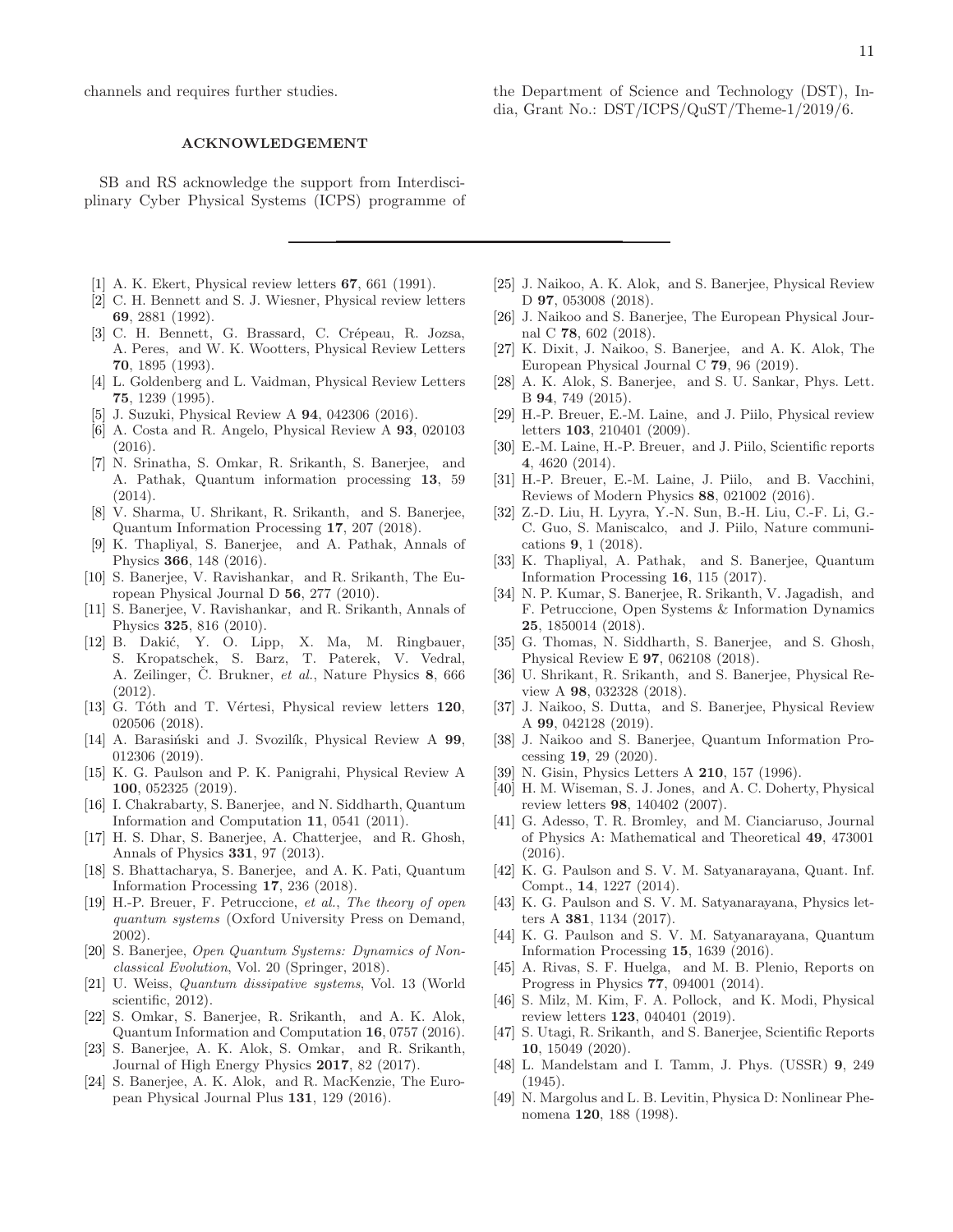channels and requires further studies.

## ACKNOWLEDGEMENT

SB and RS acknowledge the support from Interdisciplinary Cyber Physical Systems (ICPS) programme of the Department of Science and Technology (DST), India, Grant No.: DST/ICPS/QuST/Theme-1/2019/6.

---

[1] A. K. Ekert, Physical review letters **67**, 661 (1991).

[2] C. H. Bennett and S. J. Wiesner, Physical review letters **69**, 2881 (1992).

[3] C. H. Bennett, G. Brassard, C. Crépeau, R. Jozsa, A. Peres, and W. K. Wootters, Physical Review Letters **70**, 1895 (1993).

[4] L. Goldenberg and L. Vaidman, Physical Review Letters **75**, 1239 (1995).

[5] J. Suzuki, Physical Review A **94**, 042306 (2016).

[6] A. Costa and R. Angelo, Physical Review A **93**, 020103 (2016).

[7] N. Srinatha, S. Omkar, R. Srikanth, S. Banerjee, and A. Pathak, Quantum information processing **13**, 59 (2014).

[8] V. Sharma, U. Shrikant, R. Srikanth, and S. Banerjee, Quantum Information Processing **17**, 207 (2018).

[9] K. Thapliyal, S. Banerjee, and A. Pathak, Annals of Physics **366**, 148 (2016).

[10] S. Banerjee, V. Ravishankar, and R. Srikanth, The European Physical Journal D **56**, 277 (2010).

[11] S. Banerjee, V. Ravishankar, and R. Srikanth, Annals of Physics **325**, 816 (2010).

[12] B. Dakić, Y. O. Lipp, X. Ma, M. Ringbauer, S. Kropatschek, S. Barz, T. Paterek, V. Vedral, A. Zeilinger, Č. Brukner, *et al.*, Nature Physics **8**, 666 (2012).

[13] G. Tóth and T. Vértesi, Physical review letters **120**, 020506 (2018).

[14] A. Barasiński and J. Svozilík, Physical Review A **99**, 012306 (2019).

[15] K. G. Paulson and P. K. Panigrahi, Physical Review A **100**, 052325 (2019).

[16] I. Chakrabarty, S. Banerjee, and N. Siddharth, Quantum Information and Computation **11**, 0541 (2011).

[17] H. S. Dhar, S. Banerjee, A. Chatterjee, and R. Ghosh, Annals of Physics **331**, 97 (2013).

[18] S. Bhattacharya, S. Banerjee, and A. K. Pati, Quantum Information Processing **17**, 236 (2018).

[19] H.-P. Breuer, F. Petruccione, *et al.*, *The theory of open quantum systems* (Oxford University Press on Demand, 2002).

[20] S. Banerjee, *Open Quantum Systems: Dynamics of Nonclassical Evolution*, Vol. 20 (Springer, 2018).

[21] U. Weiss, *Quantum dissipative systems*, Vol. 13 (World scientific, 2012).

[22] S. Omkar, S. Banerjee, R. Srikanth, and A. K. Alok, Quantum Information and Computation **16**, 0757 (2016).

[23] S. Banerjee, A. K. Alok, S. Omkar, and R. Srikanth, Journal of High Energy Physics **2017**, 82 (2017).

[24] S. Banerjee, A. K. Alok, and R. MacKenzie, The European Physical Journal Plus **131**, 129 (2016).

[25] J. Naikoo, A. K. Alok, and S. Banerjee, Physical Review D **97**, 053008 (2018).

[26] J. Naikoo and S. Banerjee, The European Physical Journal C **78**, 602 (2018).

[27] K. Dixit, J. Naikoo, S. Banerjee, and A. K. Alok, The European Physical Journal C **79**, 96 (2019).

[28] A. K. Alok, S. Banerjee, and S. U. Sankar, Phys. Lett. B **94**, 749 (2015).

[29] H.-P. Breuer, E.-M. Laine, and J. Piilo, Physical review letters **103**, 210401 (2009).

[30] E.-M. Laine, H.-P. Breuer, and J. Piilo, Scientific reports **4**, 4620 (2014).

[31] H.-P. Breuer, E.-M. Laine, J. Piilo, and B. Vacchini, Reviews of Modern Physics **88**, 021002 (2016).

[32] Z.-D. Liu, H. Lyyra, Y.-N. Sun, B.-H. Liu, C.-F. Li, G.-C. Guo, S. Maniscalco, and J. Piilo, Nature communications **9**, 1 (2018).

[33] K. Thapliyal, A. Pathak, and S. Banerjee, Quantum Information Processing **16**, 115 (2017).

[34] N. P. Kumar, S. Banerjee, R. Srikanth, V. Jagadish, and F. Petruccione, Open Systems & Information Dynamics **25**, 1850014 (2018).

[35] G. Thomas, N. Siddharth, S. Banerjee, and S. Ghosh, Physical Review E **97**, 062108 (2018).

[36] U. Shrikant, R. Srikanth, and S. Banerjee, Physical Review A **98**, 032328 (2018).

[37] J. Naikoo, S. Dutta, and S. Banerjee, Physical Review A **99**, 042128 (2019).

[38] J. Naikoo and S. Banerjee, Quantum Information Processing **19**, 29 (2020).

[39] N. Gisin, Physics Letters A **210**, 157 (1996).

[40] H. M. Wiseman, S. J. Jones, and A. C. Doherty, Physical review letters **98**, 140402 (2007).

[41] G. Adesso, T. R. Bromley, and M. Cianciaruso, Journal of Physics A: Mathematical and Theoretical **49**, 473001 (2016).

[42] K. G. Paulson and S. V. M. Satyanarayana, Quant. Inf. Compt., **14**, 1227 (2014).

[43] K. G. Paulson and S. V. M. Satyanarayana, Physics letters A **381**, 1134 (2017).

[44] K. G. Paulson and S. V. M. Satyanarayana, Quantum Information Processing **15**, 1639 (2016).

[45] A. Rivas, S. F. Huelga, and M. B. Plenio, Reports on Progress in Physics **77**, 094001 (2014).

[46] S. Milz, M. Kim, F. A. Pollock, and K. Modi, Physical review letters **123**, 040401 (2019).

[47] S. Utagi, R. Srikanth, and S. Banerjee, Scientific Reports **10**, 15049 (2020).

[48] L. Mandelstam and I. Tamm, J. Phys. (USSR) **9**, 249 (1945).

[49] N. Margolus and L. B. Levitin, Physica D: Nonlinear Phenomena **120**, 188 (1998).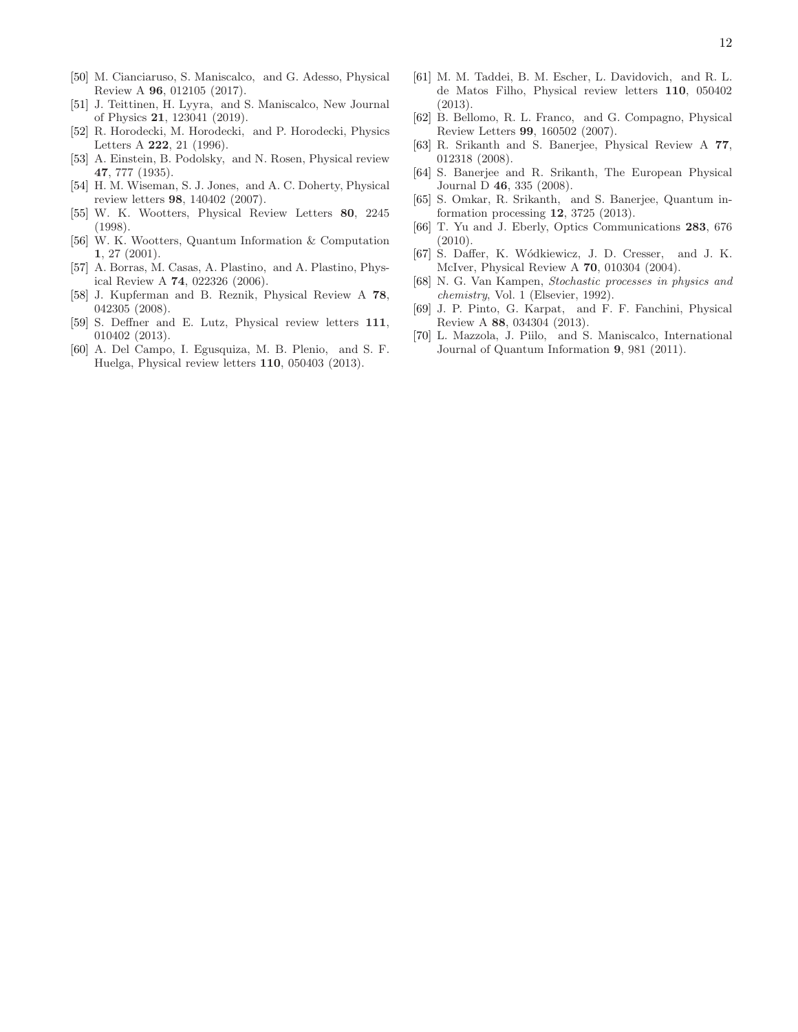[50] M. Cianciaruso, S. Maniscalco, and G. Adesso, Physical Review A **96**, 012105 (2017).

[51] J. Teittinen, H. Lyyra, and S. Maniscalco, New Journal of Physics **21**, 123041 (2019).

[52] R. Horodecki, M. Horodecki, and P. Horodecki, Physics Letters A **222**, 21 (1996).

[53] A. Einstein, B. Podolsky, and N. Rosen, Physical review **47**, 777 (1935).

[54] H. M. Wiseman, S. J. Jones, and A. C. Doherty, Physical review letters **98**, 140402 (2007).

[55] W. K. Wootters, Physical Review Letters **80**, 2245 (1998).

[56] W. K. Wootters, Quantum Information & Computation **1**, 27 (2001).

[57] A. Borras, M. Casas, A. Plastino, and A. Plastino, Physical Review A **74**, 022326 (2006).

[58] J. Kupferman and B. Reznik, Physical Review A **78**, 042305 (2008).

[59] S. Deffner and E. Lutz, Physical review letters **111**, 010402 (2013).

[60] A. Del Campo, I. Egusquiza, M. B. Plenio, and S. F. Huelga, Physical review letters **110**, 050403 (2013).

[61] M. M. Taddei, B. M. Escher, L. Davidovich, and R. L. de Matos Filho, Physical review letters **110**, 050402 (2013).

[62] B. Bellomo, R. L. Franco, and G. Compagno, Physical Review Letters **99**, 160502 (2007).

[63] R. Srikanth and S. Banerjee, Physical Review A **77**, 012318 (2008).

[64] S. Banerjee and R. Srikanth, The European Physical Journal D **46**, 335 (2008).

[65] S. Omkar, R. Srikanth, and S. Banerjee, Quantum information processing **12**, 3725 (2013).

[66] T. Yu and J. Eberly, Optics Communications **283**, 676 (2010).

[67] S. Daffer, K. Wódkiewicz, J. D. Cresser, and J. K. McIver, Physical Review A **70**, 010304 (2004).

[68] N. G. Van Kampen, *Stochastic processes in physics and chemistry*, Vol. 1 (Elsevier, 1992).

[69] J. P. Pinto, G. Karpat, and F. F. Fanchini, Physical Review A **88**, 034304 (2013).

[70] L. Mazzola, J. Piilo, and S. Maniscalco, International Journal of Quantum Information **9**, 981 (2011).